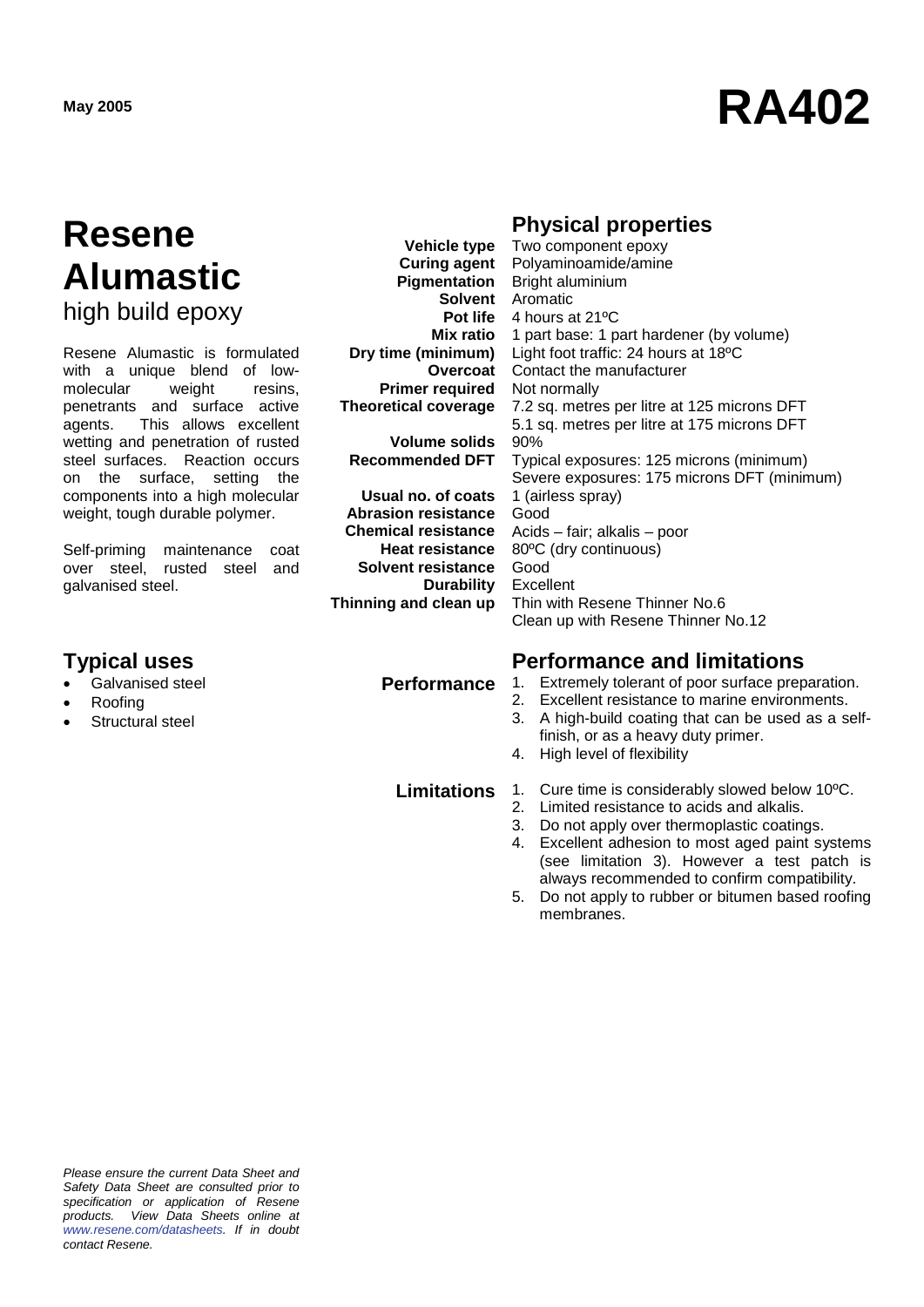May 2005

# RA402

# Resene Alumastic
high build epoxy

Resene Alumastic is formulated with a unique blend of low-molecular weight resins, penetrants and surface active agents. This allows excellent wetting and penetration of rusted steel surfaces. Reaction occurs on the surface, setting the components into a high molecular weight, tough durable polymer.

Self-priming maintenance coat over steel, rusted steel and galvanised steel.

## Typical uses

- Galvanised steel
- Roofing
- Structural steel

## Physical properties

| | |
|---|---|
| **Vehicle type** | Two component epoxy |
| **Curing agent** | Polyaminoamide/amine |
| **Pigmentation** | Bright aluminium |
| **Solvent** | Aromatic |
| **Pot life** | 4 hours at 21ºC |
| **Mix ratio** | 1 part base: 1 part hardener (by volume) |
| **Dry time (minimum)** | Light foot traffic: 24 hours at 18ºC |
| **Overcoat** | Contact the manufacturer |
| **Primer required** | Not normally |
| **Theoretical coverage** | 7.2 sq. metres per litre at 125 microns DFT<br>5.1 sq. metres per litre at 175 microns DFT |
| **Volume solids** | 90% |
| **Recommended DFT** | Typical exposures: 125 microns (minimum)<br>Severe exposures: 175 microns DFT (minimum) |
| **Usual no. of coats** | 1 (airless spray) |
| **Abrasion resistance** | Good |
| **Chemical resistance** | Acids – fair; alkalis – poor |
| **Heat resistance** | 80ºC (dry continuous) |
| **Solvent resistance** | Good |
| **Durability** | Excellent |
| **Thinning and clean up** | Thin with Resene Thinner No.6<br>Clean up with Resene Thinner No.12 |

## Performance and limitations

**Performance**

1. Extremely tolerant of poor surface preparation.
2. Excellent resistance to marine environments.
3. A high-build coating that can be used as a self-finish, or as a heavy duty primer.
4. High level of flexibility

**Limitations**

1. Cure time is considerably slowed below 10ºC.
2. Limited resistance to acids and alkalis.
3. Do not apply over thermoplastic coatings.
4. Excellent adhesion to most aged paint systems (see limitation 3). However a test patch is always recommended to confirm compatibility.
5. Do not apply to rubber or bitumen based roofing membranes.

*Please ensure the current Data Sheet and Safety Data Sheet are consulted prior to specification or application of Resene products. View Data Sheets online at www.resene.com/datasheets. If in doubt contact Resene.*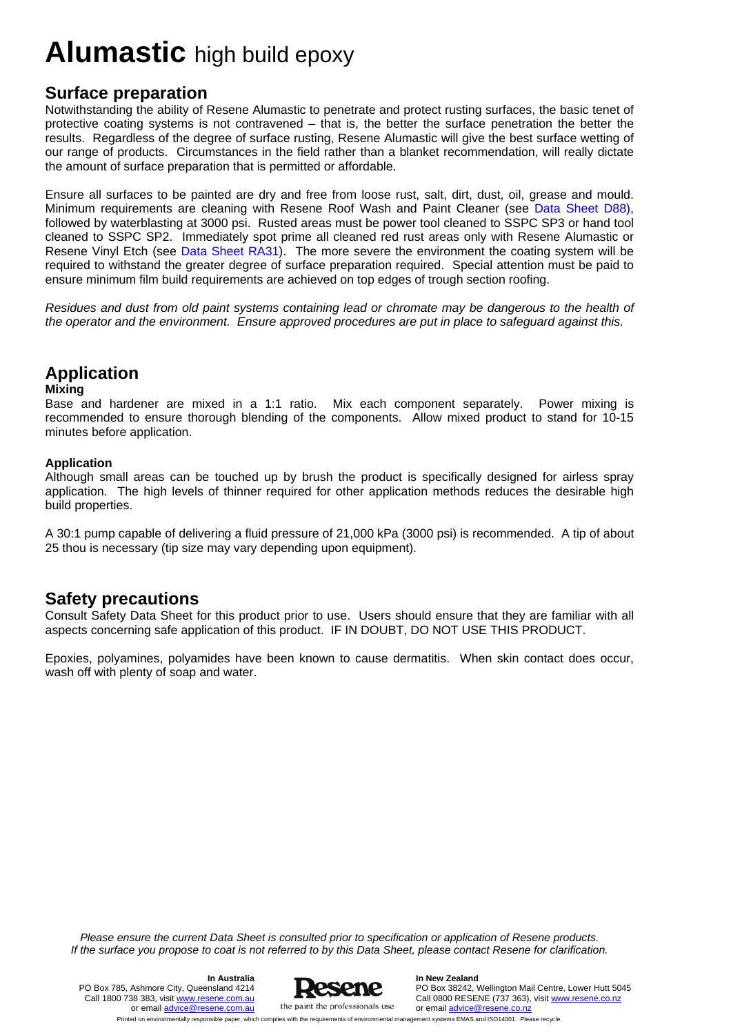# **Alumastic** high build epoxy

## Surface preparation

Notwithstanding the ability of Resene Alumastic to penetrate and protect rusting surfaces, the basic tenet of protective coating systems is not contravened – that is, the better the surface penetration the better the results. Regardless of the degree of surface rusting, Resene Alumastic will give the best surface wetting of our range of products. Circumstances in the field rather than a blanket recommendation, will really dictate the amount of surface preparation that is permitted or affordable.

Ensure all surfaces to be painted are dry and free from loose rust, salt, dirt, dust, oil, grease and mould. Minimum requirements are cleaning with Resene Roof Wash and Paint Cleaner (see Data Sheet D88), followed by waterblasting at 3000 psi. Rusted areas must be power tool cleaned to SSPC SP3 or hand tool cleaned to SSPC SP2. Immediately spot prime all cleaned red rust areas only with Resene Alumastic or Resene Vinyl Etch (see Data Sheet RA31). The more severe the environment the coating system will be required to withstand the greater degree of surface preparation required. Special attention must be paid to ensure minimum film build requirements are achieved on top edges of trough section roofing.

*Residues and dust from old paint systems containing lead or chromate may be dangerous to the health of the operator and the environment. Ensure approved procedures are put in place to safeguard against this.*

## Application

### Mixing

Base and hardener are mixed in a 1:1 ratio. Mix each component separately. Power mixing is recommended to ensure thorough blending of the components. Allow mixed product to stand for 10-15 minutes before application.

### Application

Although small areas can be touched up by brush the product is specifically designed for airless spray application. The high levels of thinner required for other application methods reduces the desirable high build properties.

A 30:1 pump capable of delivering a fluid pressure of 21,000 kPa (3000 psi) is recommended. A tip of about 25 thou is necessary (tip size may vary depending upon equipment).

## Safety precautions

Consult Safety Data Sheet for this product prior to use. Users should ensure that they are familiar with all aspects concerning safe application of this product. IF IN DOUBT, DO NOT USE THIS PRODUCT.

Epoxies, polyamines, polyamides have been known to cause dermatitis. When skin contact does occur, wash off with plenty of soap and water.

*Please ensure the current Data Sheet is consulted prior to specification or application of Resene products.*
*If the surface you propose to coat is not referred to by this Data Sheet, please contact Resene for clarification.*

**In Australia**
PO Box 785, Ashmore City, Queensland 4214
Call 1800 738 383, visit www.resene.com.au
or email advice@resene.com.au

Resene
the paint the professionals use

**In New Zealand**
PO Box 38242, Wellington Mail Centre, Lower Hutt 5045
Call 0800 RESENE (737 363), visit www.resene.co.nz
or email advice@resene.co.nz

Printed on environmentally responsible paper, which complies with the requirements of environmental management systems EMAS and ISO14001. Please recycle.